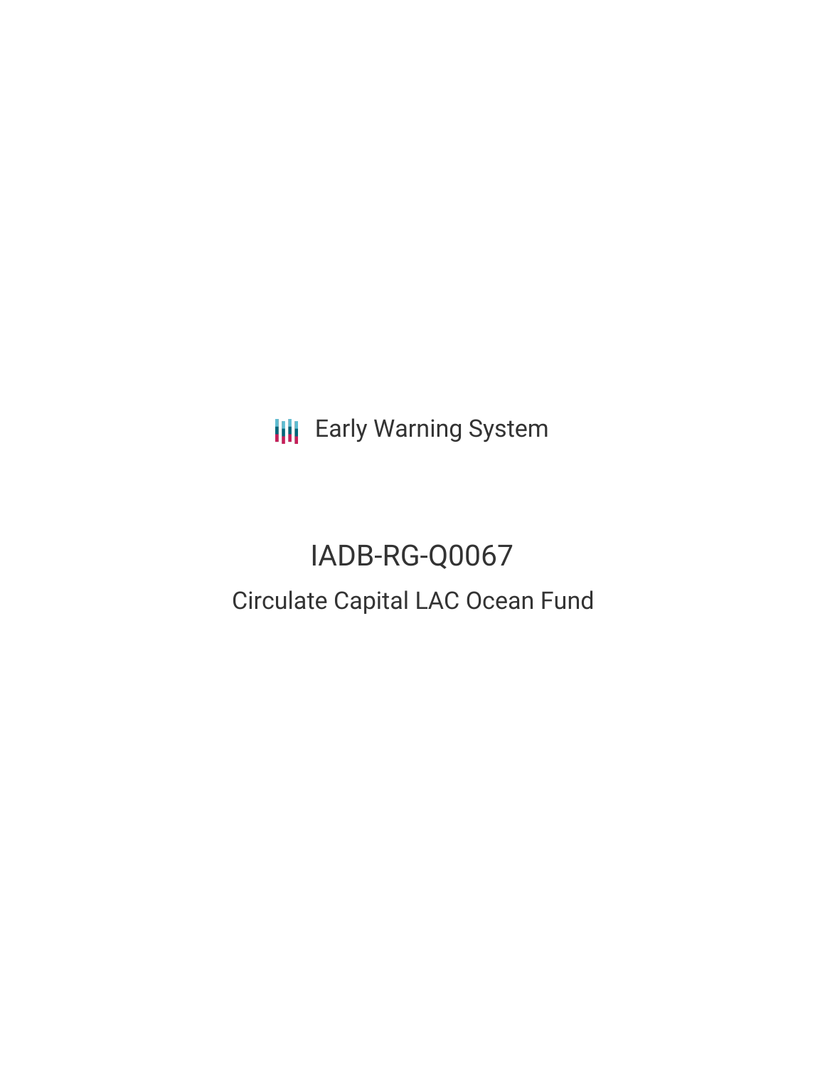Early Warning System

# IADB-RG-Q0067

## Circulate Capital LAC Ocean Fund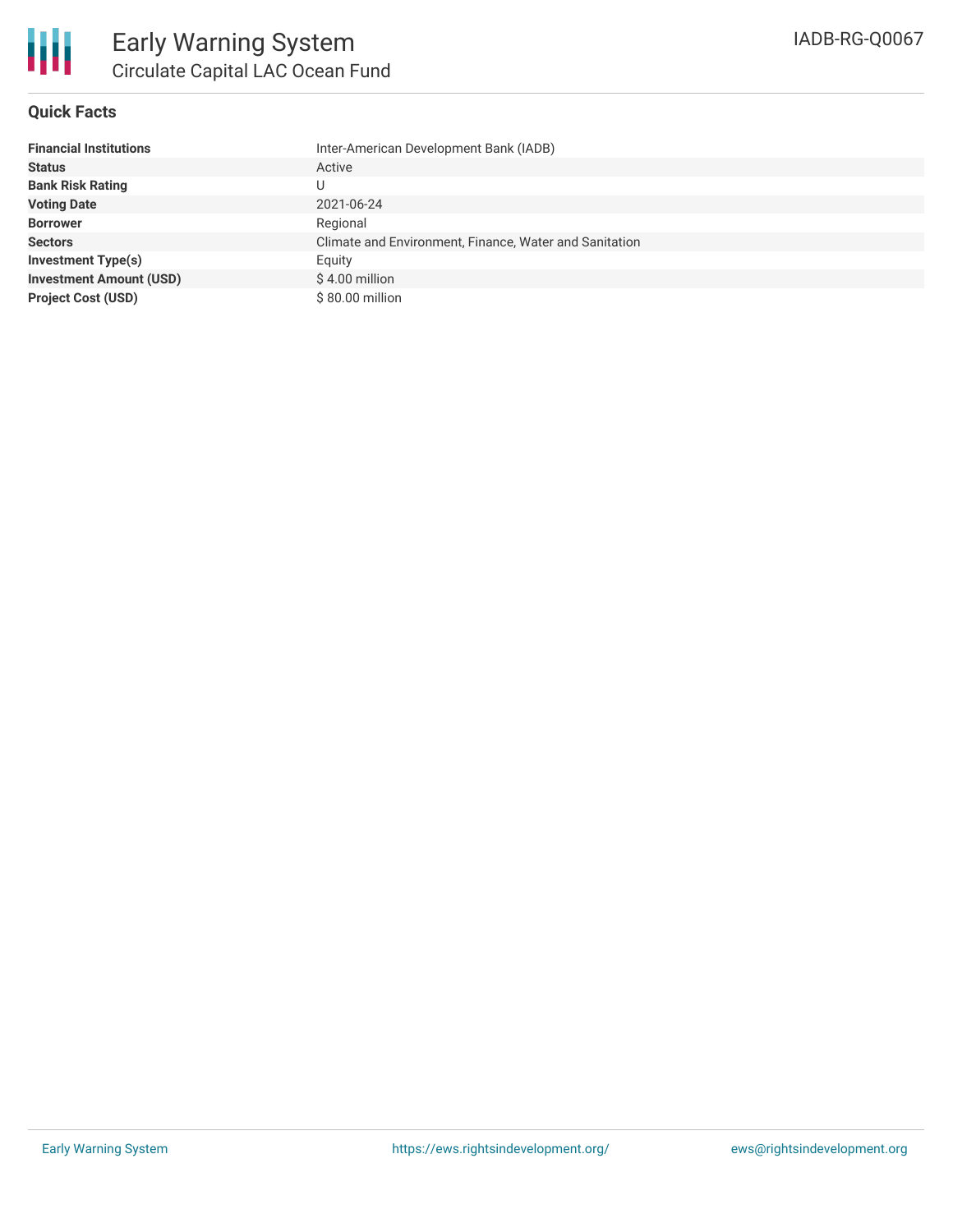# Early Warning System

## Circulate Capital LAC Ocean Fund

IADB-RG-Q0067

### Quick Facts

| | |
|---|---|
| **Financial Institutions** | Inter-American Development Bank (IADB) |
| **Status** | Active |
| **Bank Risk Rating** | U |
| **Voting Date** | 2021-06-24 |
| **Borrower** | Regional |
| **Sectors** | Climate and Environment, Finance, Water and Sanitation |
| **Investment Type(s)** | Equity |
| **Investment Amount (USD)** | $ 4.00 million |
| **Project Cost (USD)** | $ 80.00 million |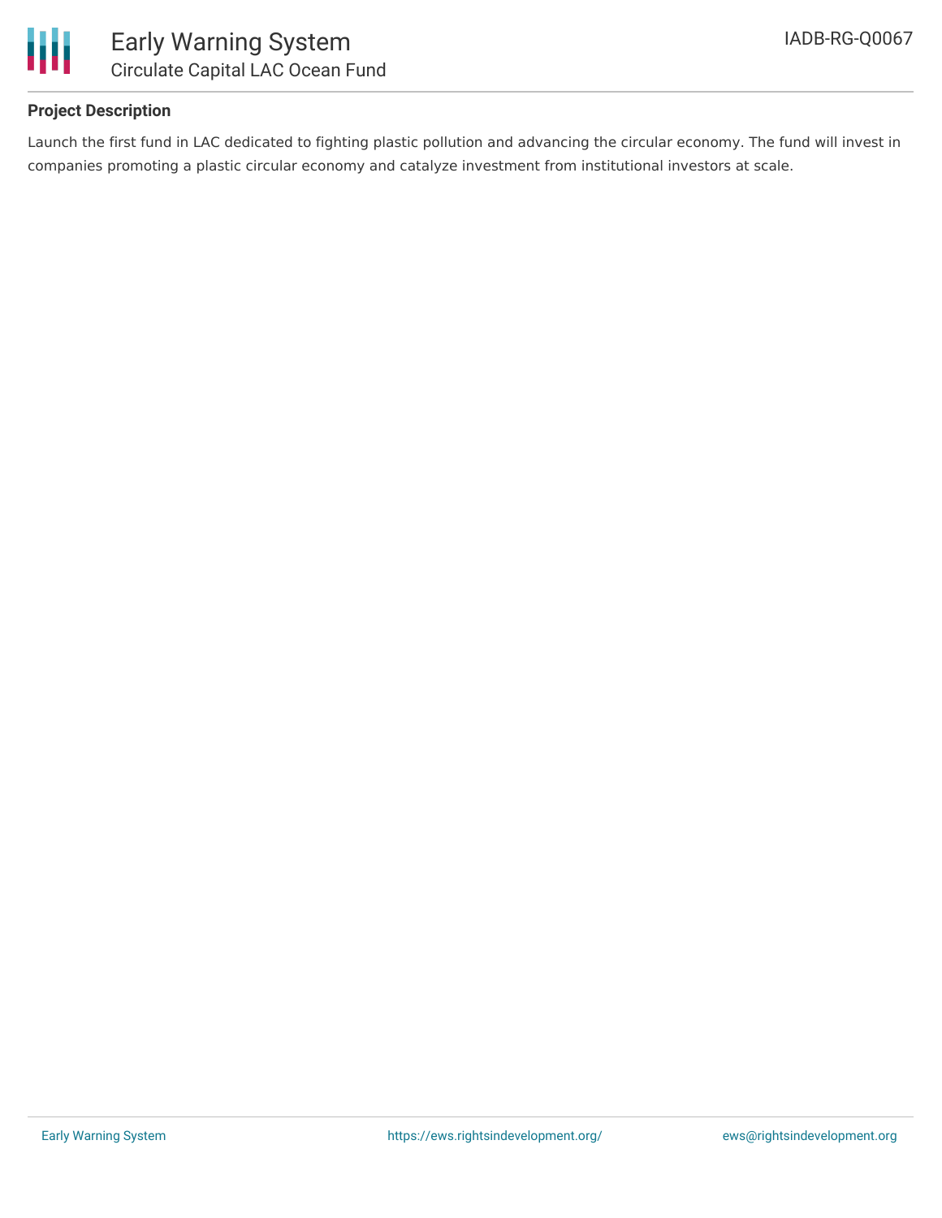## Project Description

Launch the first fund in LAC dedicated to fighting plastic pollution and advancing the circular economy. The fund will invest in companies promoting a plastic circular economy and catalyze investment from institutional investors at scale.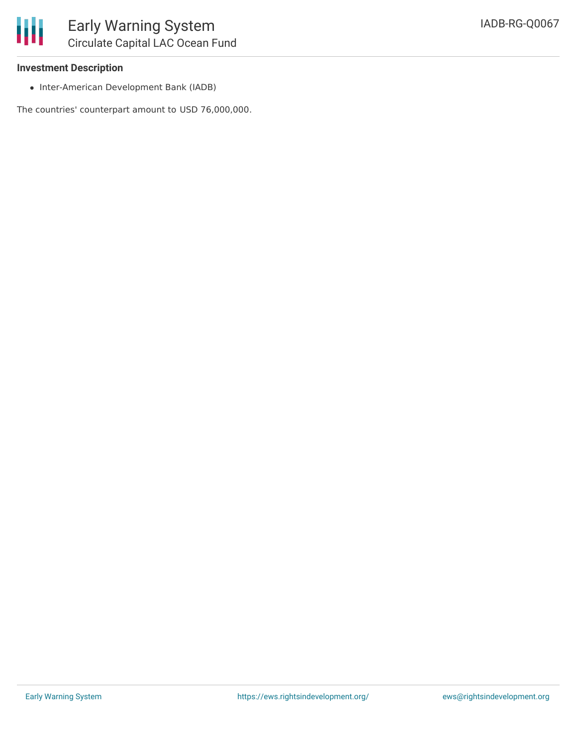### Investment Description

- Inter-American Development Bank (IADB)

The countries' counterpart amount to USD 76,000,000.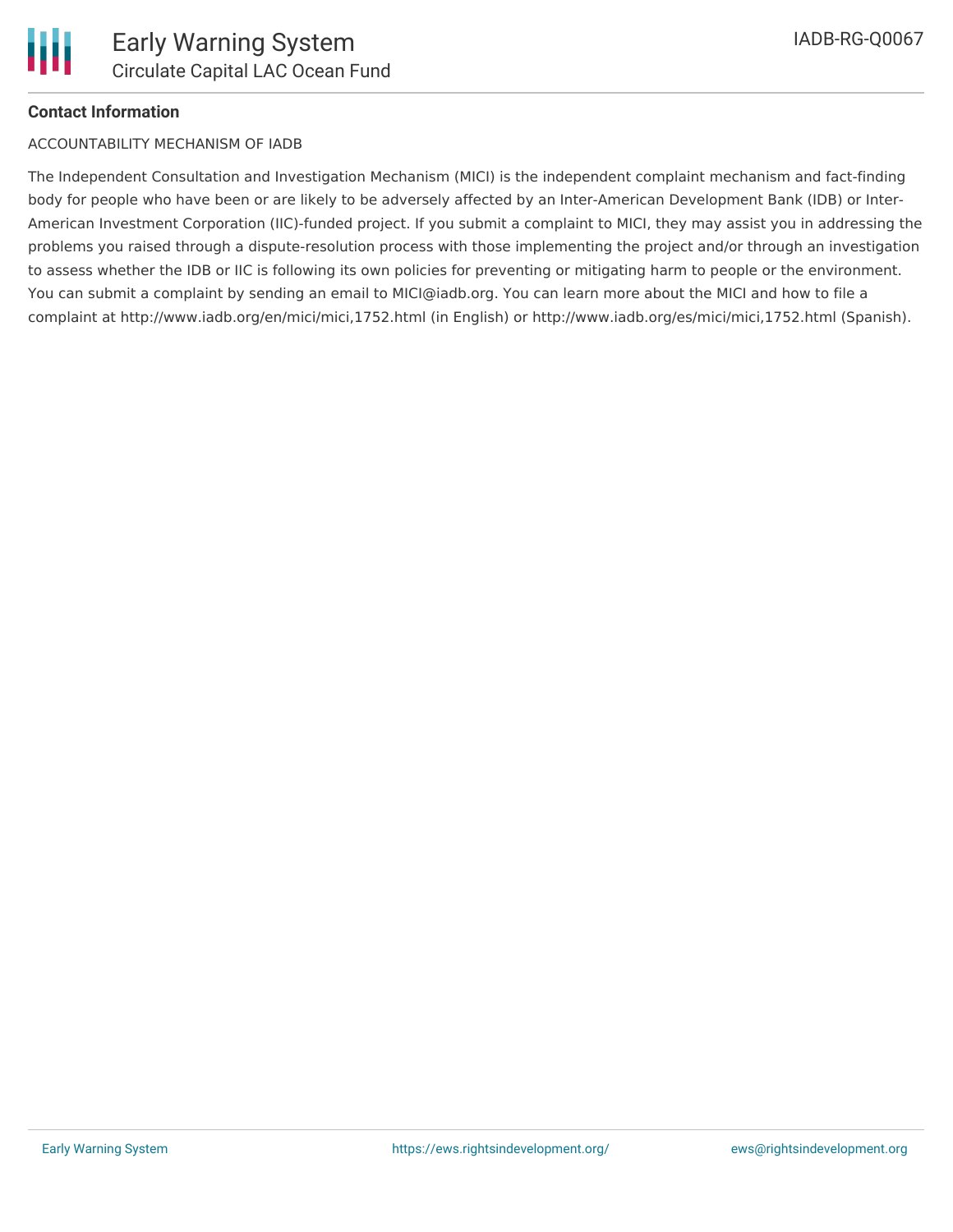**Contact Information**

ACCOUNTABILITY MECHANISM OF IADB

The Independent Consultation and Investigation Mechanism (MICI) is the independent complaint mechanism and fact-finding body for people who have been or are likely to be adversely affected by an Inter-American Development Bank (IDB) or Inter-American Investment Corporation (IIC)-funded project. If you submit a complaint to MICI, they may assist you in addressing the problems you raised through a dispute-resolution process with those implementing the project and/or through an investigation to assess whether the IDB or IIC is following its own policies for preventing or mitigating harm to people or the environment. You can submit a complaint by sending an email to MICI@iadb.org. You can learn more about the MICI and how to file a complaint at http://www.iadb.org/en/mici/mici,1752.html (in English) or http://www.iadb.org/es/mici/mici,1752.html (Spanish).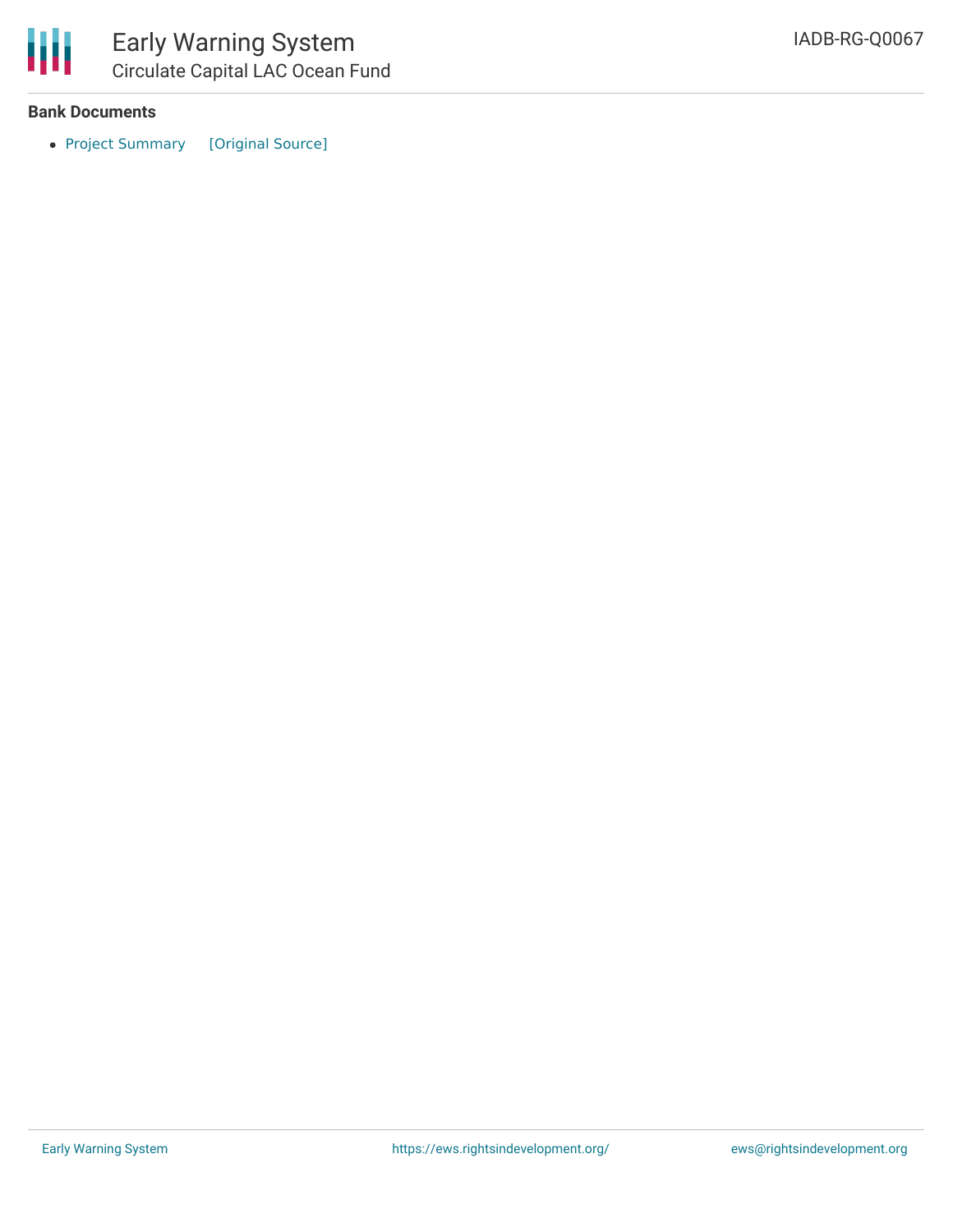**Bank Documents**

- Project Summary [Original Source]